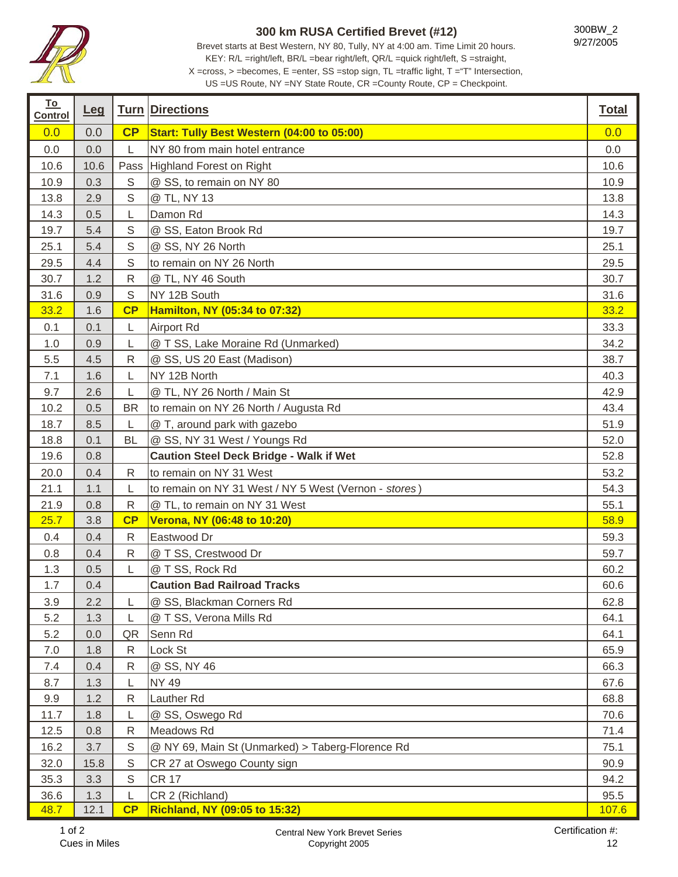# 300 km RUSA Certified Brevet (#12)

300BW_2
9/27/2005

Brevet starts at Best Western, NY 80, Tully, NY at 4:00 am. Time Limit 20 hours.
KEY: R/L =right/left, BR/L =bear right/left, QR/L =quick right/left, S =straight,
X =cross, > =becomes, E =enter, SS =stop sign, TL =traffic light, T ="T" Intersection,
US =US Route, NY =NY State Route, CR =County Route, CP = Checkpoint.

| To Control | Leg | Turn | Directions | Total |
|---|---|---|---|---|
| 0.0 | 0.0 | **CP** | **Start: Tully Best Western (04:00 to 05:00)** | 0.0 |
| 0.0 | 0.0 | L | NY 80 from main hotel entrance | 0.0 |
| 10.6 | 10.6 | Pass | Highland Forest on Right | 10.6 |
| 10.9 | 0.3 | S | @ SS, to remain on NY 80 | 10.9 |
| 13.8 | 2.9 | S | @ TL, NY 13 | 13.8 |
| 14.3 | 0.5 | L | Damon Rd | 14.3 |
| 19.7 | 5.4 | S | @ SS, Eaton Brook Rd | 19.7 |
| 25.1 | 5.4 | S | @ SS, NY 26 North | 25.1 |
| 29.5 | 4.4 | S | to remain on NY 26 North | 29.5 |
| 30.7 | 1.2 | R | @ TL, NY 46 South | 30.7 |
| 31.6 | 0.9 | S | NY 12B South | 31.6 |
| 33.2 | 1.6 | **CP** | **Hamilton, NY (05:34 to 07:32)** | 33.2 |
| 0.1 | 0.1 | L | Airport Rd | 33.3 |
| 1.0 | 0.9 | L | @ T SS, Lake Moraine Rd (Unmarked) | 34.2 |
| 5.5 | 4.5 | R | @ SS, US 20 East (Madison) | 38.7 |
| 7.1 | 1.6 | L | NY 12B North | 40.3 |
| 9.7 | 2.6 | L | @ TL, NY 26 North / Main St | 42.9 |
| 10.2 | 0.5 | BR | to remain on NY 26 North / Augusta Rd | 43.4 |
| 18.7 | 8.5 | L | @ T, around park with gazebo | 51.9 |
| 18.8 | 0.1 | BL | @ SS, NY 31 West / Youngs Rd | 52.0 |
| 19.6 | 0.8 | | **Caution Steel Deck Bridge - Walk if Wet** | 52.8 |
| 20.0 | 0.4 | R | to remain on NY 31 West | 53.2 |
| 21.1 | 1.1 | L | to remain on NY 31 West / NY 5 West (Vernon - *stores*) | 54.3 |
| 21.9 | 0.8 | R | @ TL, to remain on NY 31 West | 55.1 |
| 25.7 | 3.8 | **CP** | **Verona, NY (06:48 to 10:20)** | 58.9 |
| 0.4 | 0.4 | R | Eastwood Dr | 59.3 |
| 0.8 | 0.4 | R | @ T SS, Crestwood Dr | 59.7 |
| 1.3 | 0.5 | L | @ T SS, Rock Rd | 60.2 |
| 1.7 | 0.4 | | **Caution Bad Railroad Tracks** | 60.6 |
| 3.9 | 2.2 | L | @ SS, Blackman Corners Rd | 62.8 |
| 5.2 | 1.3 | L | @ T SS, Verona Mills Rd | 64.1 |
| 5.2 | 0.0 | QR | Senn Rd | 64.1 |
| 7.0 | 1.8 | R | Lock St | 65.9 |
| 7.4 | 0.4 | R | @ SS, NY 46 | 66.3 |
| 8.7 | 1.3 | L | NY 49 | 67.6 |
| 9.9 | 1.2 | R | Lauther Rd | 68.8 |
| 11.7 | 1.8 | L | @ SS, Oswego Rd | 70.6 |
| 12.5 | 0.8 | R | Meadows Rd | 71.4 |
| 16.2 | 3.7 | S | @ NY 69, Main St (Unmarked) > Taberg-Florence Rd | 75.1 |
| 32.0 | 15.8 | S | CR 27 at Oswego County sign | 90.9 |
| 35.3 | 3.3 | S | CR 17 | 94.2 |
| 36.6 | 1.3 | L | CR 2 (Richland) | 95.5 |
| 48.7 | 12.1 | **CP** | **Richland, NY (09:05 to 15:32)** | 107.6 |

Cues in Miles

Central New York Brevet Series
Copyright 2005

Certification #:
12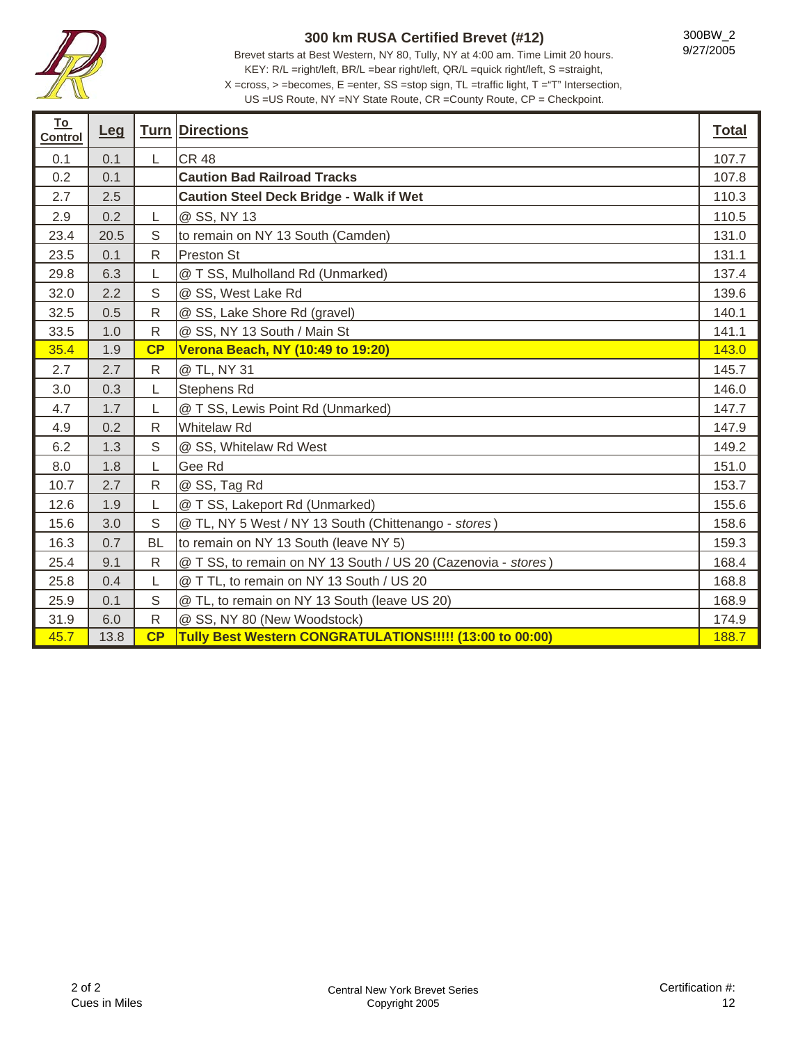# 300 km RUSA Certified Brevet (#12)

300BW_2
9/27/2005

Brevet starts at Best Western, NY 80, Tully, NY at 4:00 am. Time Limit 20 hours.
KEY: R/L =right/left, BR/L =bear right/left, QR/L =quick right/left, S =straight,
X =cross, > =becomes, E =enter, SS =stop sign, TL =traffic light, T ="T" Intersection,
US =US Route, NY =NY State Route, CR =County Route, CP = Checkpoint.

| To Control | Leg | Turn | Directions | Total |
|---|---|---|---|---|
| 0.1 | 0.1 | L | CR 48 | 107.7 |
| 0.2 | 0.1 | | **Caution Bad Railroad Tracks** | 107.8 |
| 2.7 | 2.5 | | **Caution Steel Deck Bridge - Walk if Wet** | 110.3 |
| 2.9 | 0.2 | L | @ SS, NY 13 | 110.5 |
| 23.4 | 20.5 | S | to remain on NY 13 South (Camden) | 131.0 |
| 23.5 | 0.1 | R | Preston St | 131.1 |
| 29.8 | 6.3 | L | @ T SS, Mulholland Rd (Unmarked) | 137.4 |
| 32.0 | 2.2 | S | @ SS, West Lake Rd | 139.6 |
| 32.5 | 0.5 | R | @ SS, Lake Shore Rd (gravel) | 140.1 |
| 33.5 | 1.0 | R | @ SS, NY 13 South / Main St | 141.1 |
| 35.4 | 1.9 | **CP** | **Verona Beach, NY (10:49 to 19:20)** | 143.0 |
| 2.7 | 2.7 | R | @ TL, NY 31 | 145.7 |
| 3.0 | 0.3 | L | Stephens Rd | 146.0 |
| 4.7 | 1.7 | L | @ T SS, Lewis Point Rd (Unmarked) | 147.7 |
| 4.9 | 0.2 | R | Whitelaw Rd | 147.9 |
| 6.2 | 1.3 | S | @ SS, Whitelaw Rd West | 149.2 |
| 8.0 | 1.8 | L | Gee Rd | 151.0 |
| 10.7 | 2.7 | R | @ SS, Tag Rd | 153.7 |
| 12.6 | 1.9 | L | @ T SS, Lakeport Rd (Unmarked) | 155.6 |
| 15.6 | 3.0 | S | @ TL, NY 5 West / NY 13 South (Chittenango - *stores*) | 158.6 |
| 16.3 | 0.7 | BL | to remain on NY 13 South (leave NY 5) | 159.3 |
| 25.4 | 9.1 | R | @ T SS, to remain on NY 13 South / US 20 (Cazenovia - *stores*) | 168.4 |
| 25.8 | 0.4 | L | @ T TL, to remain on NY 13 South / US 20 | 168.8 |
| 25.9 | 0.1 | S | @ TL, to remain on NY 13 South (leave US 20) | 168.9 |
| 31.9 | 6.0 | R | @ SS, NY 80 (New Woodstock) | 174.9 |
| 45.7 | 13.8 | **CP** | **Tully Best Western CONGRATULATIONS!!!!! (13:00 to 00:00)** | 188.7 |

Cues in Miles

Central New York Brevet Series
Copyright 2005

Certification #: 12